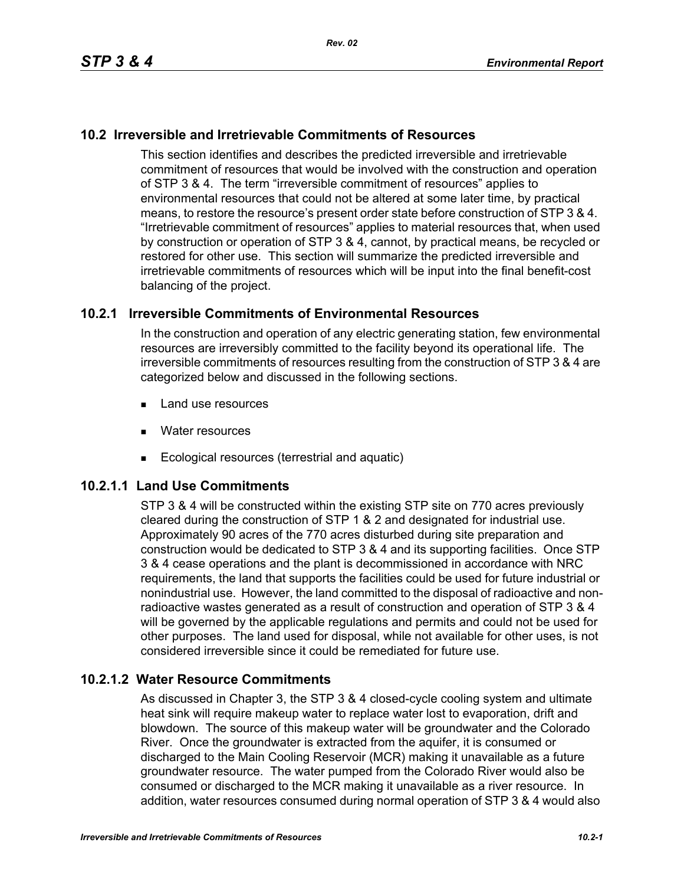## 10.2 Irreversible and Irretrievable Commitments of Resources

This section identifies and describes the predicted irreversible and irretrievable commitment of resources that would be involved with the construction and operation of STP 3 & 4. The term "irreversible commitment of resources" applies to environmental resources that could not be altered at some later time, by practical means, to restore the resource's present order state before construction of STP 3 & 4. "Irretrievable commitment of resources" applies to material resources that, when used by construction or operation of STP 3 & 4, cannot, by practical means, be recycled or restored for other use. This section will summarize the predicted irreversible and irretrievable commitments of resources which will be input into the final benefit-cost balancing of the project.

### 10.2.1 Irreversible Commitments of Environmental Resources

In the construction and operation of any electric generating station, few environmental resources are irreversibly committed to the facility beyond its operational life. The irreversible commitments of resources resulting from the construction of STP 3 & 4 are categorized below and discussed in the following sections.

- Land use resources
- Water resources
- Ecological resources (terrestrial and aquatic)

#### 10.2.1.1 Land Use Commitments

STP 3 & 4 will be constructed within the existing STP site on 770 acres previously cleared during the construction of STP 1 & 2 and designated for industrial use. Approximately 90 acres of the 770 acres disturbed during site preparation and construction would be dedicated to STP 3 & 4 and its supporting facilities. Once STP 3 & 4 cease operations and the plant is decommissioned in accordance with NRC requirements, the land that supports the facilities could be used for future industrial or nonindustrial use. However, the land committed to the disposal of radioactive and non-radioactive wastes generated as a result of construction and operation of STP 3 & 4 will be governed by the applicable regulations and permits and could not be used for other purposes. The land used for disposal, while not available for other uses, is not considered irreversible since it could be remediated for future use.

#### 10.2.1.2 Water Resource Commitments

As discussed in Chapter 3, the STP 3 & 4 closed-cycle cooling system and ultimate heat sink will require makeup water to replace water lost to evaporation, drift and blowdown. The source of this makeup water will be groundwater and the Colorado River. Once the groundwater is extracted from the aquifer, it is consumed or discharged to the Main Cooling Reservoir (MCR) making it unavailable as a future groundwater resource. The water pumped from the Colorado River would also be consumed or discharged to the MCR making it unavailable as a river resource. In addition, water resources consumed during normal operation of STP 3 & 4 would also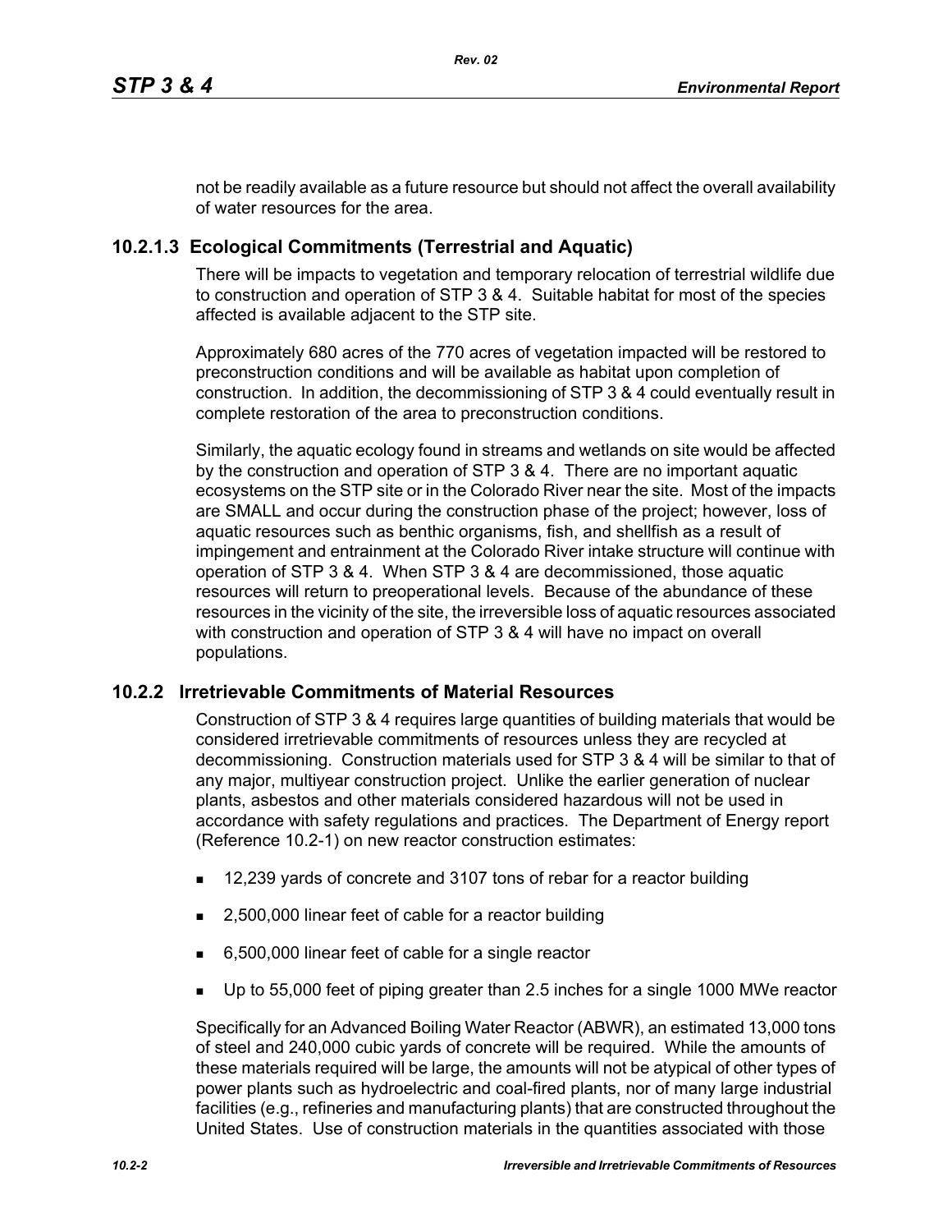not be readily available as a future resource but should not affect the overall availability of water resources for the area.

### 10.2.1.3 Ecological Commitments (Terrestrial and Aquatic)

There will be impacts to vegetation and temporary relocation of terrestrial wildlife due to construction and operation of STP 3 & 4. Suitable habitat for most of the species affected is available adjacent to the STP site.

Approximately 680 acres of the 770 acres of vegetation impacted will be restored to preconstruction conditions and will be available as habitat upon completion of construction. In addition, the decommissioning of STP 3 & 4 could eventually result in complete restoration of the area to preconstruction conditions.

Similarly, the aquatic ecology found in streams and wetlands on site would be affected by the construction and operation of STP 3 & 4. There are no important aquatic ecosystems on the STP site or in the Colorado River near the site. Most of the impacts are SMALL and occur during the construction phase of the project; however, loss of aquatic resources such as benthic organisms, fish, and shellfish as a result of impingement and entrainment at the Colorado River intake structure will continue with operation of STP 3 & 4. When STP 3 & 4 are decommissioned, those aquatic resources will return to preoperational levels. Because of the abundance of these resources in the vicinity of the site, the irreversible loss of aquatic resources associated with construction and operation of STP 3 & 4 will have no impact on overall populations.

## 10.2.2 Irretrievable Commitments of Material Resources

Construction of STP 3 & 4 requires large quantities of building materials that would be considered irretrievable commitments of resources unless they are recycled at decommissioning. Construction materials used for STP 3 & 4 will be similar to that of any major, multiyear construction project. Unlike the earlier generation of nuclear plants, asbestos and other materials considered hazardous will not be used in accordance with safety regulations and practices. The Department of Energy report (Reference 10.2-1) on new reactor construction estimates:

- 12,239 yards of concrete and 3107 tons of rebar for a reactor building
- 2,500,000 linear feet of cable for a reactor building
- 6,500,000 linear feet of cable for a single reactor
- Up to 55,000 feet of piping greater than 2.5 inches for a single 1000 MWe reactor

Specifically for an Advanced Boiling Water Reactor (ABWR), an estimated 13,000 tons of steel and 240,000 cubic yards of concrete will be required. While the amounts of these materials required will be large, the amounts will not be atypical of other types of power plants such as hydroelectric and coal-fired plants, nor of many large industrial facilities (e.g., refineries and manufacturing plants) that are constructed throughout the United States. Use of construction materials in the quantities associated with those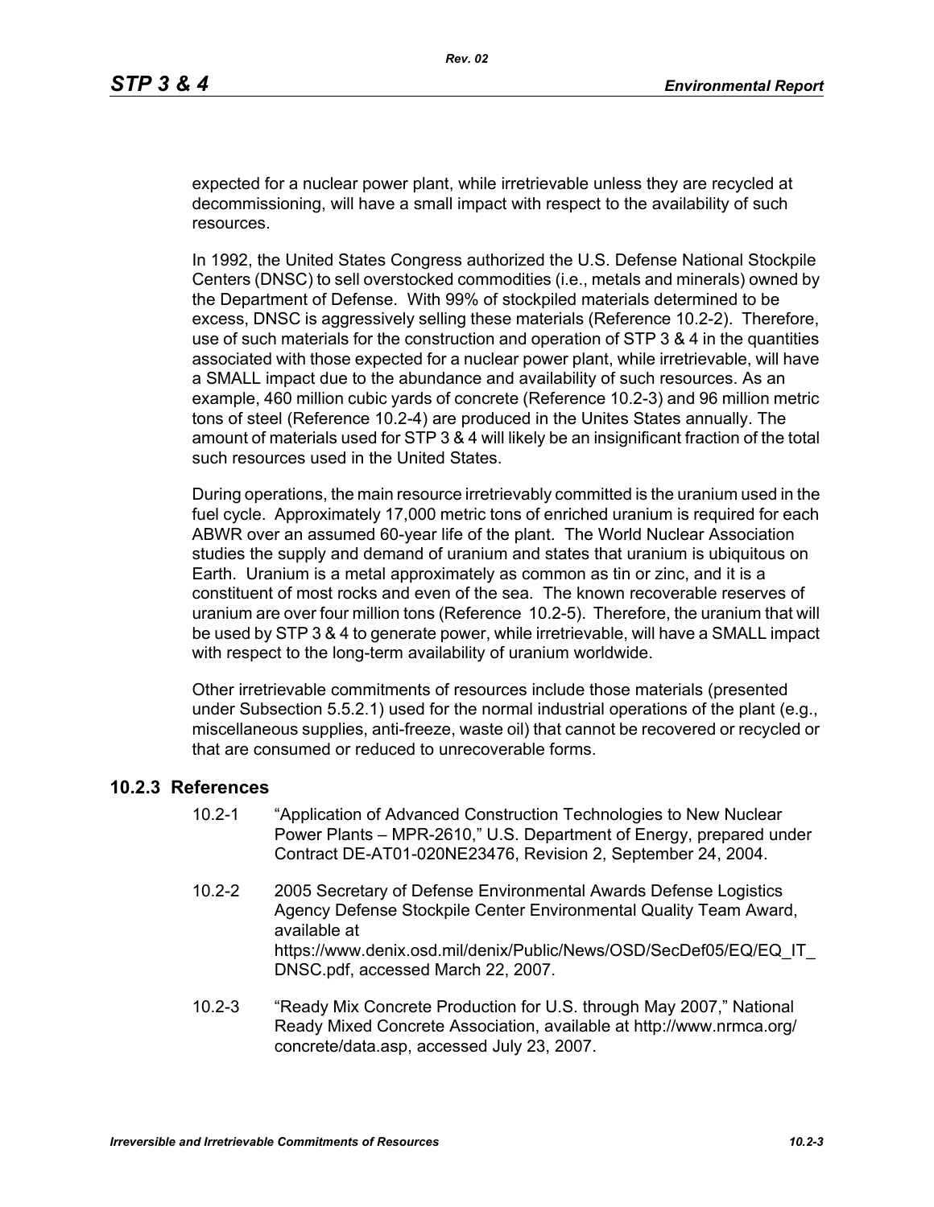expected for a nuclear power plant, while irretrievable unless they are recycled at decommissioning, will have a small impact with respect to the availability of such resources.

In 1992, the United States Congress authorized the U.S. Defense National Stockpile Centers (DNSC) to sell overstocked commodities (i.e., metals and minerals) owned by the Department of Defense. With 99% of stockpiled materials determined to be excess, DNSC is aggressively selling these materials (Reference 10.2-2). Therefore, use of such materials for the construction and operation of STP 3 & 4 in the quantities associated with those expected for a nuclear power plant, while irretrievable, will have a SMALL impact due to the abundance and availability of such resources. As an example, 460 million cubic yards of concrete (Reference 10.2-3) and 96 million metric tons of steel (Reference 10.2-4) are produced in the Unites States annually. The amount of materials used for STP 3 & 4 will likely be an insignificant fraction of the total such resources used in the United States.

During operations, the main resource irretrievably committed is the uranium used in the fuel cycle. Approximately 17,000 metric tons of enriched uranium is required for each ABWR over an assumed 60-year life of the plant. The World Nuclear Association studies the supply and demand of uranium and states that uranium is ubiquitous on Earth. Uranium is a metal approximately as common as tin or zinc, and it is a constituent of most rocks and even of the sea. The known recoverable reserves of uranium are over four million tons (Reference 10.2-5). Therefore, the uranium that will be used by STP 3 & 4 to generate power, while irretrievable, will have a SMALL impact with respect to the long-term availability of uranium worldwide.

Other irretrievable commitments of resources include those materials (presented under Subsection 5.5.2.1) used for the normal industrial operations of the plant (e.g., miscellaneous supplies, anti-freeze, waste oil) that cannot be recovered or recycled or that are consumed or reduced to unrecoverable forms.

## 10.2.3 References

10.2-1 "Application of Advanced Construction Technologies to New Nuclear Power Plants – MPR-2610," U.S. Department of Energy, prepared under Contract DE-AT01-020NE23476, Revision 2, September 24, 2004.

10.2-2 2005 Secretary of Defense Environmental Awards Defense Logistics Agency Defense Stockpile Center Environmental Quality Team Award, available at https://www.denix.osd.mil/denix/Public/News/OSD/SecDef05/EQ/EQ_IT_DNSC.pdf, accessed March 22, 2007.

10.2-3 "Ready Mix Concrete Production for U.S. through May 2007," National Ready Mixed Concrete Association, available at http://www.nrmca.org/concrete/data.asp, accessed July 23, 2007.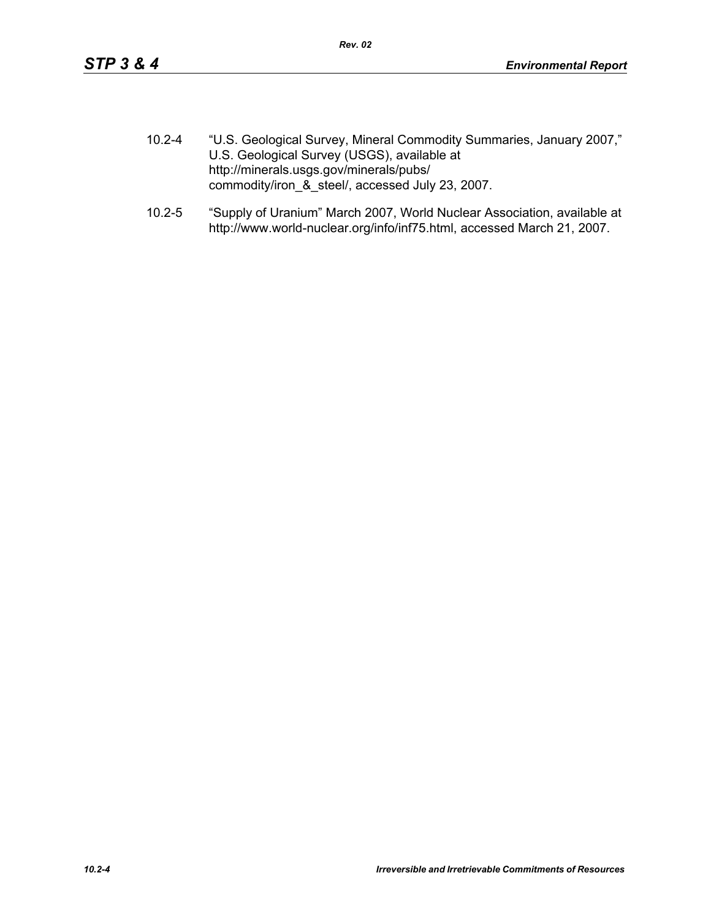10.2-4 "U.S. Geological Survey, Mineral Commodity Summaries, January 2007," U.S. Geological Survey (USGS), available at http://minerals.usgs.gov/minerals/pubs/commodity/iron_&_steel/, accessed July 23, 2007.

10.2-5 "Supply of Uranium" March 2007, World Nuclear Association, available at http://www.world-nuclear.org/info/inf75.html, accessed March 21, 2007.